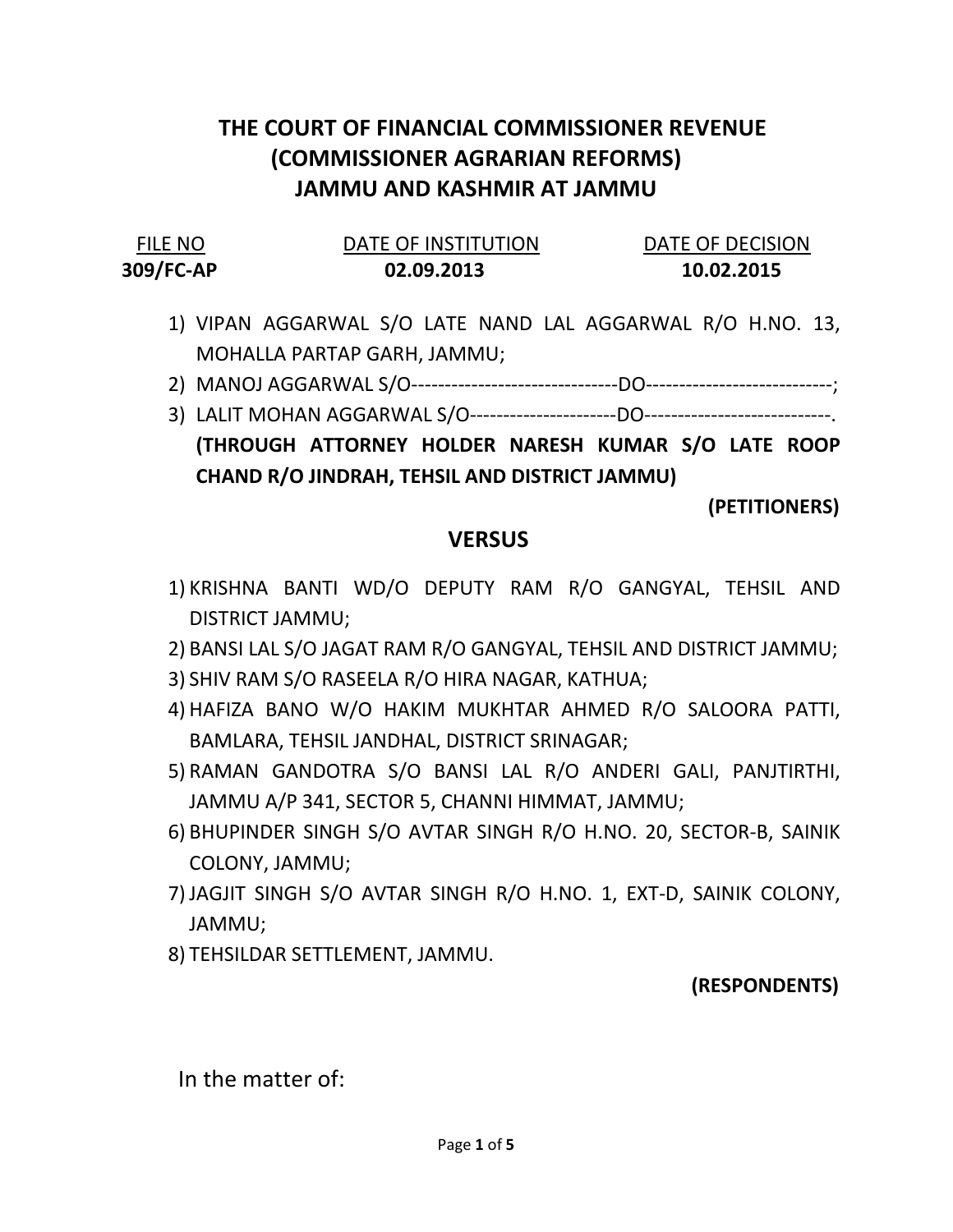# THE COURT OF FINANCIAL COMMISSIONER REVENUE (COMMISSIONER AGRARIAN REFORMS) JAMMU AND KASHMIR AT JAMMU

| FILE NO | DATE OF INSTITUTION | DATE OF DECISION |
|---|---|---|
| **309/FC-AP** | **02.09.2013** | **10.02.2015** |

1) VIPAN AGGARWAL S/O LATE NAND LAL AGGARWAL R/O H.NO. 13, MOHALLA PARTAP GARH, JAMMU;
2) MANOJ AGGARWAL S/O-------------------------------DO----------------------------;
3) LALIT MOHAN AGGARWAL S/O---------------------DO----------------------------.

   **(THROUGH ATTORNEY HOLDER NARESH KUMAR S/O LATE ROOP CHAND R/O JINDRAH, TEHSIL AND DISTRICT JAMMU)**

**(PETITIONERS)**

## VERSUS

1) KRISHNA BANTI WD/O DEPUTY RAM R/O GANGYAL, TEHSIL AND DISTRICT JAMMU;
2) BANSI LAL S/O JAGAT RAM R/O GANGYAL, TEHSIL AND DISTRICT JAMMU;
3) SHIV RAM S/O RASEELA R/O HIRA NAGAR, KATHUA;
4) HAFIZA BANO W/O HAKIM MUKHTAR AHMED R/O SALOORA PATTI, BAMLARA, TEHSIL JANDHAL, DISTRICT SRINAGAR;
5) RAMAN GANDOTRA S/O BANSI LAL R/O ANDERI GALI, PANJTIRTHI, JAMMU A/P 341, SECTOR 5, CHANNI HIMMAT, JAMMU;
6) BHUPINDER SINGH S/O AVTAR SINGH R/O H.NO. 20, SECTOR-B, SAINIK COLONY, JAMMU;
7) JAGJIT SINGH S/O AVTAR SINGH R/O H.NO. 1, EXT-D, SAINIK COLONY, JAMMU;
8) TEHSILDAR SETTLEMENT, JAMMU.

**(RESPONDENTS)**

In the matter of: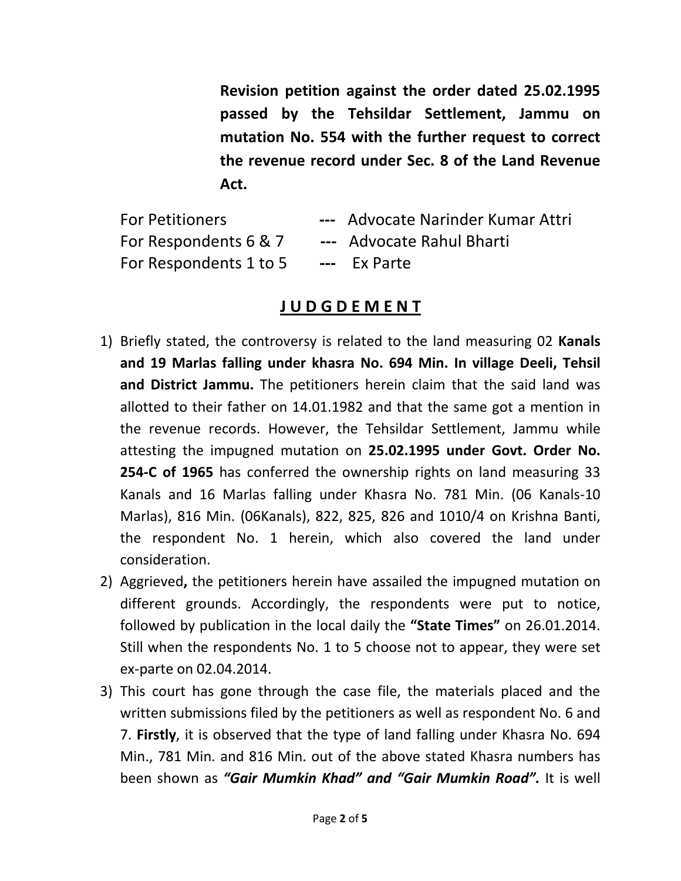**Revision petition against the order dated 25.02.1995 passed by the Tehsildar Settlement, Jammu on mutation No. 554 with the further request to correct the revenue record under Sec. 8 of the Land Revenue Act.**

For Petitioners --- Advocate Narinder Kumar Attri
For Respondents 6 & 7 --- Advocate Rahul Bharti
For Respondents 1 to 5 --- Ex Parte

## J U D G D E M E N T

1) Briefly stated, the controversy is related to the land measuring 02 **Kanals and 19 Marlas falling under khasra No. 694 Min. In village Deeli, Tehsil and District Jammu.** The petitioners herein claim that the said land was allotted to their father on 14.01.1982 and that the same got a mention in the revenue records. However, the Tehsildar Settlement, Jammu while attesting the impugned mutation on **25.02.1995 under Govt. Order No. 254-C of 1965** has conferred the ownership rights on land measuring 33 Kanals and 16 Marlas falling under Khasra No. 781 Min. (06 Kanals-10 Marlas), 816 Min. (06Kanals), 822, 825, 826 and 1010/4 on Krishna Banti, the respondent No. 1 herein, which also covered the land under consideration.
2) Aggrieved**,** the petitioners herein have assailed the impugned mutation on different grounds. Accordingly, the respondents were put to notice, followed by publication in the local daily the **"State Times"** on 26.01.2014. Still when the respondents No. 1 to 5 choose not to appear, they were set ex-parte on 02.04.2014.
3) This court has gone through the case file, the materials placed and the written submissions filed by the petitioners as well as respondent No. 6 and 7. **Firstly**, it is observed that the type of land falling under Khasra No. 694 Min., 781 Min. and 816 Min. out of the above stated Khasra numbers has been shown as ***"Gair Mumkin Khad" and "Gair Mumkin Road".*** It is well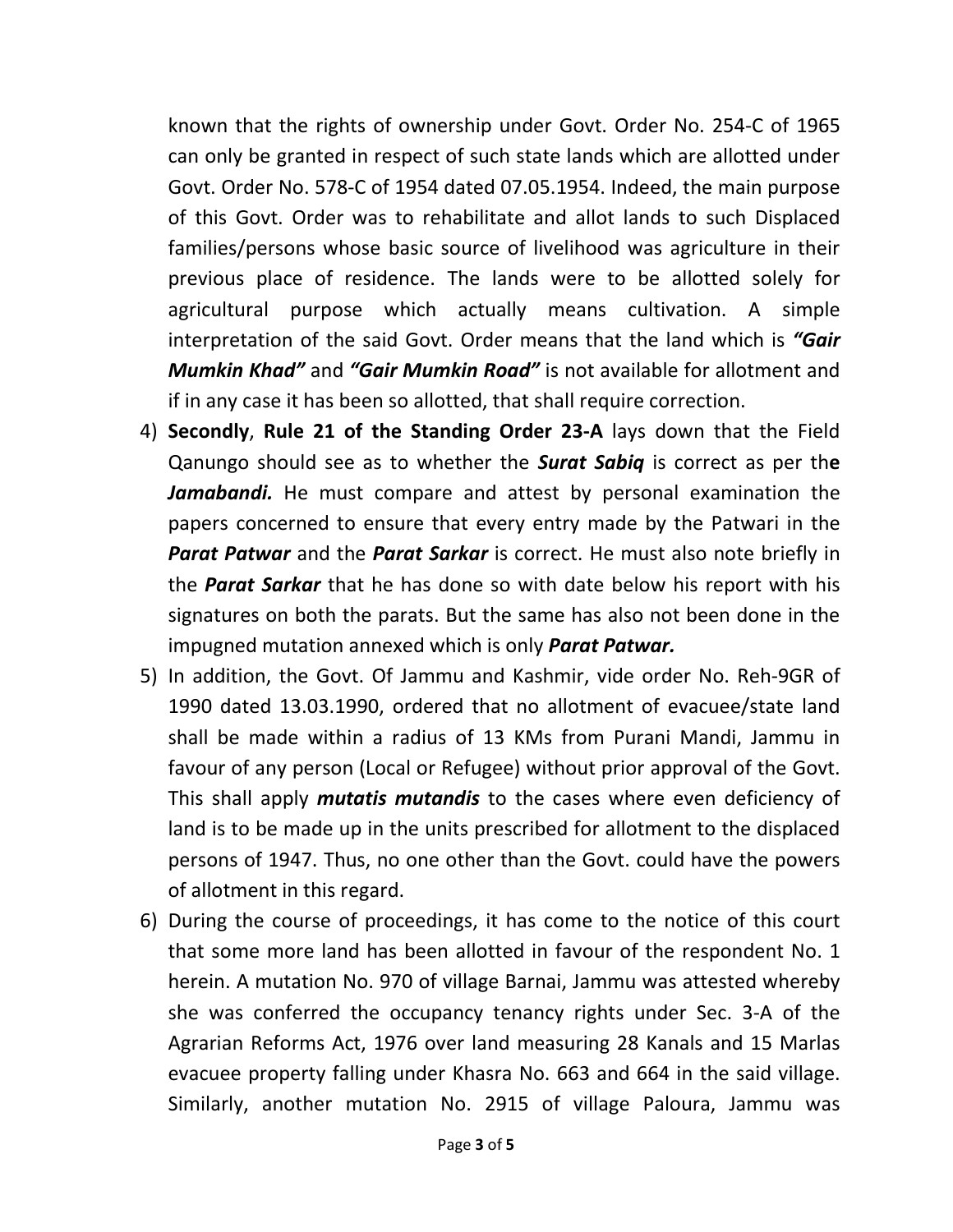known that the rights of ownership under Govt. Order No. 254-C of 1965 can only be granted in respect of such state lands which are allotted under Govt. Order No. 578-C of 1954 dated 07.05.1954. Indeed, the main purpose of this Govt. Order was to rehabilitate and allot lands to such Displaced families/persons whose basic source of livelihood was agriculture in their previous place of residence. The lands were to be allotted solely for agricultural purpose which actually means cultivation. A simple interpretation of the said Govt. Order means that the land which is ***"Gair Mumkin Khad"*** and ***"Gair Mumkin Road"*** is not available for allotment and if in any case it has been so allotted, that shall require correction.

4) **Secondly**, **Rule 21 of the Standing Order 23-A** lays down that the Field Qanungo should see as to whether the ***Surat Sabiq*** is correct as per th**e** ***Jamabandi.*** He must compare and attest by personal examination the papers concerned to ensure that every entry made by the Patwari in the ***Parat Patwar*** and the ***Parat Sarkar*** is correct. He must also note briefly in the ***Parat Sarkar*** that he has done so with date below his report with his signatures on both the parats. But the same has also not been done in the impugned mutation annexed which is only ***Parat Patwar.***
5) In addition, the Govt. Of Jammu and Kashmir, vide order No. Reh-9GR of 1990 dated 13.03.1990, ordered that no allotment of evacuee/state land shall be made within a radius of 13 KMs from Purani Mandi, Jammu in favour of any person (Local or Refugee) without prior approval of the Govt. This shall apply ***mutatis mutandis*** to the cases where even deficiency of land is to be made up in the units prescribed for allotment to the displaced persons of 1947. Thus, no one other than the Govt. could have the powers of allotment in this regard.
6) During the course of proceedings, it has come to the notice of this court that some more land has been allotted in favour of the respondent No. 1 herein. A mutation No. 970 of village Barnai, Jammu was attested whereby she was conferred the occupancy tenancy rights under Sec. 3-A of the Agrarian Reforms Act, 1976 over land measuring 28 Kanals and 15 Marlas evacuee property falling under Khasra No. 663 and 664 in the said village. Similarly, another mutation No. 2915 of village Paloura, Jammu was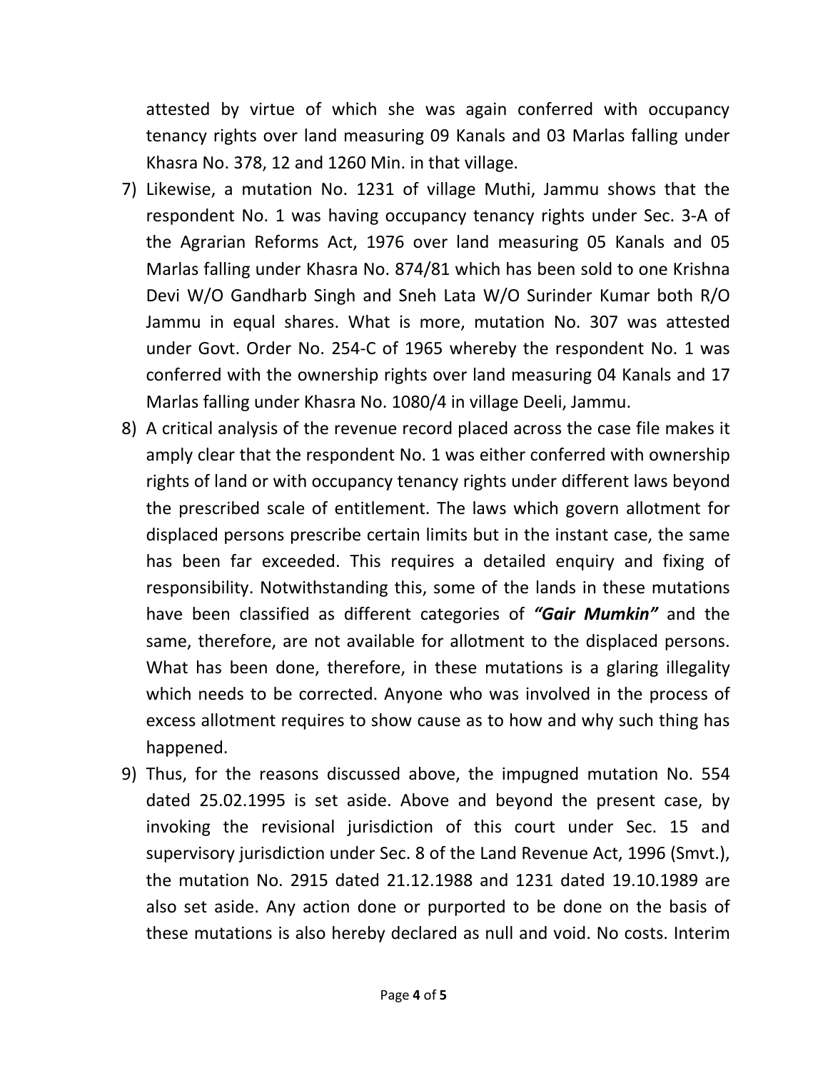attested by virtue of which she was again conferred with occupancy tenancy rights over land measuring 09 Kanals and 03 Marlas falling under Khasra No. 378, 12 and 1260 Min. in that village.

7) Likewise, a mutation No. 1231 of village Muthi, Jammu shows that the respondent No. 1 was having occupancy tenancy rights under Sec. 3-A of the Agrarian Reforms Act, 1976 over land measuring 05 Kanals and 05 Marlas falling under Khasra No. 874/81 which has been sold to one Krishna Devi W/O Gandharb Singh and Sneh Lata W/O Surinder Kumar both R/O Jammu in equal shares. What is more, mutation No. 307 was attested under Govt. Order No. 254-C of 1965 whereby the respondent No. 1 was conferred with the ownership rights over land measuring 04 Kanals and 17 Marlas falling under Khasra No. 1080/4 in village Deeli, Jammu.
8) A critical analysis of the revenue record placed across the case file makes it amply clear that the respondent No. 1 was either conferred with ownership rights of land or with occupancy tenancy rights under different laws beyond the prescribed scale of entitlement. The laws which govern allotment for displaced persons prescribe certain limits but in the instant case, the same has been far exceeded. This requires a detailed enquiry and fixing of responsibility. Notwithstanding this, some of the lands in these mutations have been classified as different categories of ***"Gair Mumkin"*** and the same, therefore, are not available for allotment to the displaced persons. What has been done, therefore, in these mutations is a glaring illegality which needs to be corrected. Anyone who was involved in the process of excess allotment requires to show cause as to how and why such thing has happened.
9) Thus, for the reasons discussed above, the impugned mutation No. 554 dated 25.02.1995 is set aside. Above and beyond the present case, by invoking the revisional jurisdiction of this court under Sec. 15 and supervisory jurisdiction under Sec. 8 of the Land Revenue Act, 1996 (Smvt.), the mutation No. 2915 dated 21.12.1988 and 1231 dated 19.10.1989 are also set aside. Any action done or purported to be done on the basis of these mutations is also hereby declared as null and void. No costs. Interim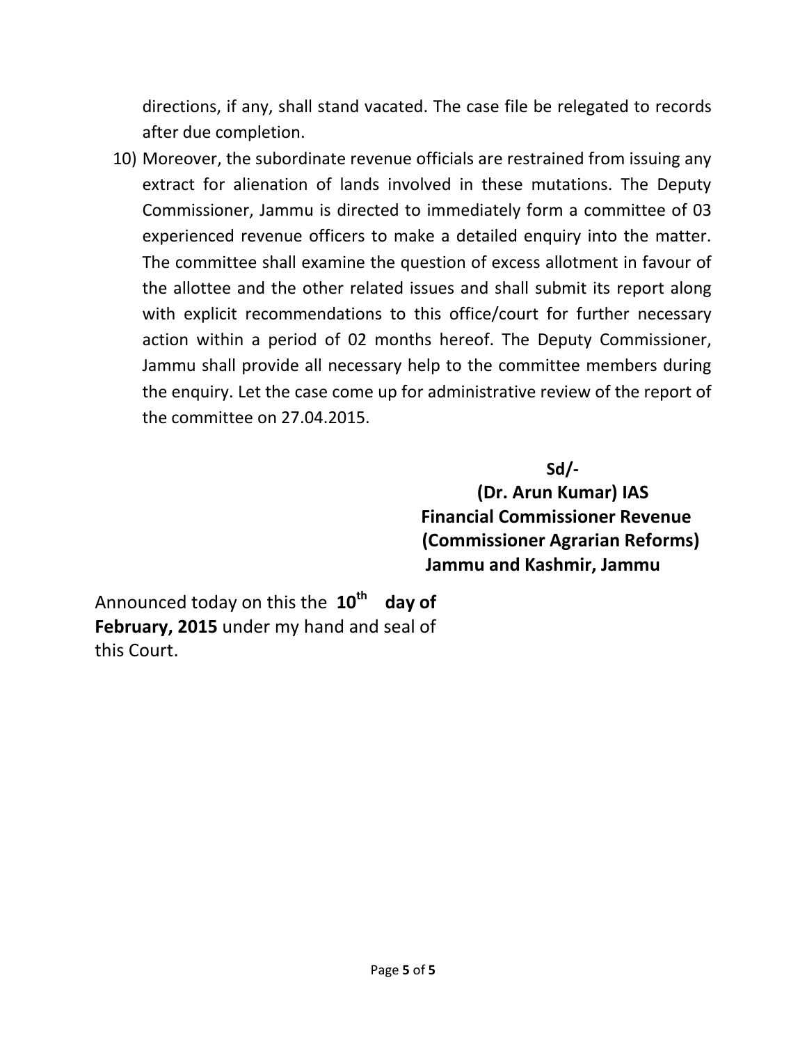directions, if any, shall stand vacated. The case file be relegated to records after due completion.

10) Moreover, the subordinate revenue officials are restrained from issuing any extract for alienation of lands involved in these mutations. The Deputy Commissioner, Jammu is directed to immediately form a committee of 03 experienced revenue officers to make a detailed enquiry into the matter. The committee shall examine the question of excess allotment in favour of the allottee and the other related issues and shall submit its report along with explicit recommendations to this office/court for further necessary action within a period of 02 months hereof. The Deputy Commissioner, Jammu shall provide all necessary help to the committee members during the enquiry. Let the case come up for administrative review of the report of the committee on 27.04.2015.

**Sd/-**
**(Dr. Arun Kumar) IAS**
**Financial Commissioner Revenue**
**(Commissioner Agrarian Reforms)**
**Jammu and Kashmir, Jammu**

Announced today on this the **10th day of February, 2015** under my hand and seal of this Court.